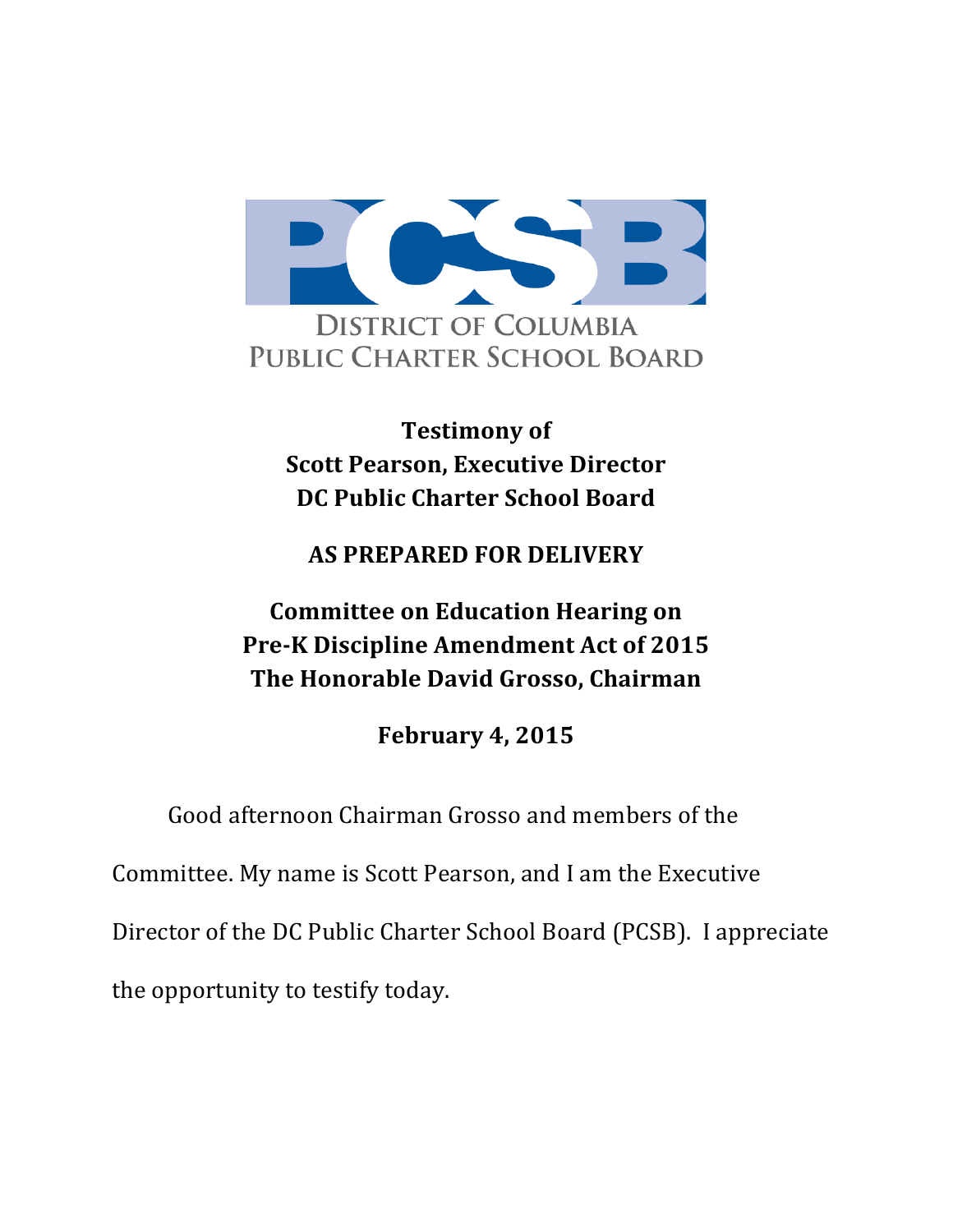PCSB

DISTRICT OF COLUMBIA
PUBLIC CHARTER SCHOOL BOARD

**Testimony of**
**Scott Pearson, Executive Director**
**DC Public Charter School Board**

**AS PREPARED FOR DELIVERY**

**Committee on Education Hearing on**
**Pre-K Discipline Amendment Act of 2015**
**The Honorable David Grosso, Chairman**

**February 4, 2015**

Good afternoon Chairman Grosso and members of the Committee. My name is Scott Pearson, and I am the Executive Director of the DC Public Charter School Board (PCSB). I appreciate the opportunity to testify today.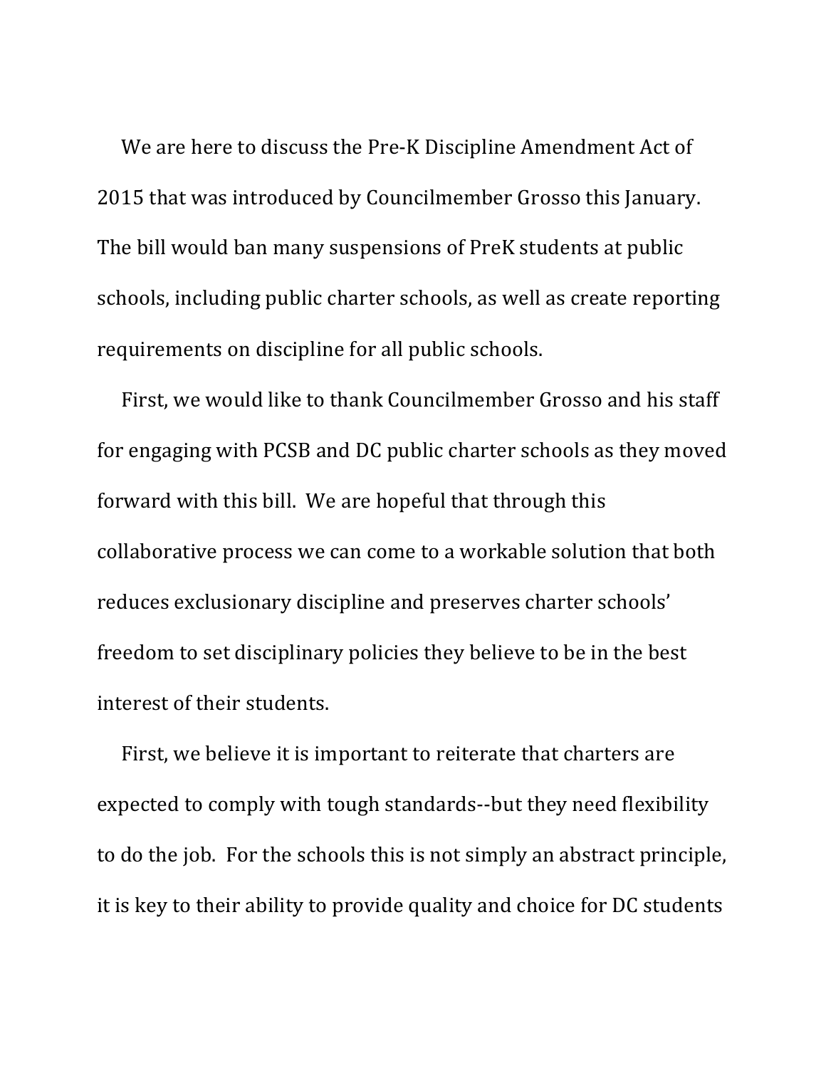We are here to discuss the Pre-K Discipline Amendment Act of 2015 that was introduced by Councilmember Grosso this January. The bill would ban many suspensions of PreK students at public schools, including public charter schools, as well as create reporting requirements on discipline for all public schools.

First, we would like to thank Councilmember Grosso and his staff for engaging with PCSB and DC public charter schools as they moved forward with this bill. We are hopeful that through this collaborative process we can come to a workable solution that both reduces exclusionary discipline and preserves charter schools' freedom to set disciplinary policies they believe to be in the best interest of their students.

First, we believe it is important to reiterate that charters are expected to comply with tough standards--but they need flexibility to do the job. For the schools this is not simply an abstract principle, it is key to their ability to provide quality and choice for DC students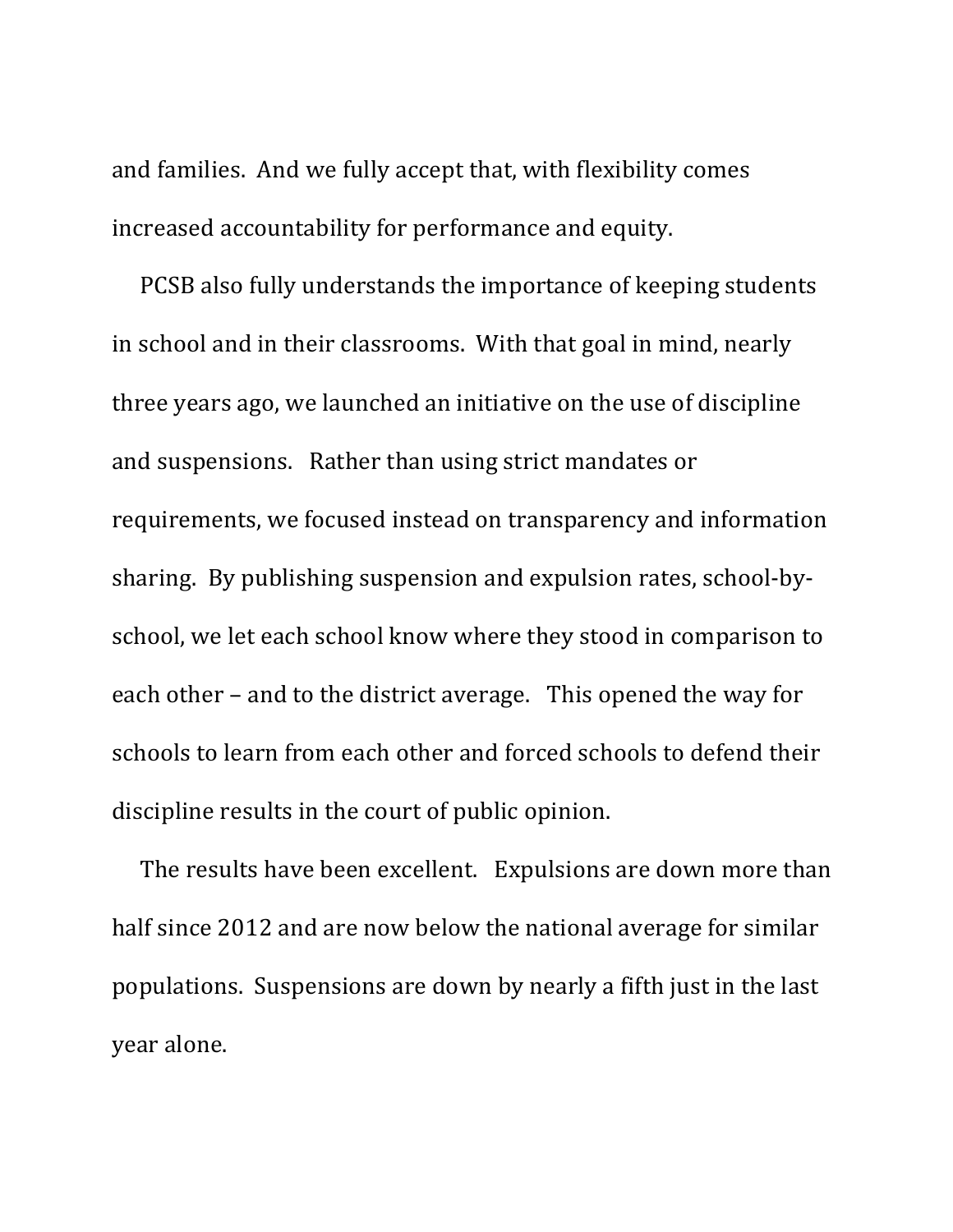and families. And we fully accept that, with flexibility comes increased accountability for performance and equity.

PCSB also fully understands the importance of keeping students in school and in their classrooms. With that goal in mind, nearly three years ago, we launched an initiative on the use of discipline and suspensions. Rather than using strict mandates or requirements, we focused instead on transparency and information sharing. By publishing suspension and expulsion rates, school-by-school, we let each school know where they stood in comparison to each other – and to the district average. This opened the way for schools to learn from each other and forced schools to defend their discipline results in the court of public opinion.

The results have been excellent. Expulsions are down more than half since 2012 and are now below the national average for similar populations. Suspensions are down by nearly a fifth just in the last year alone.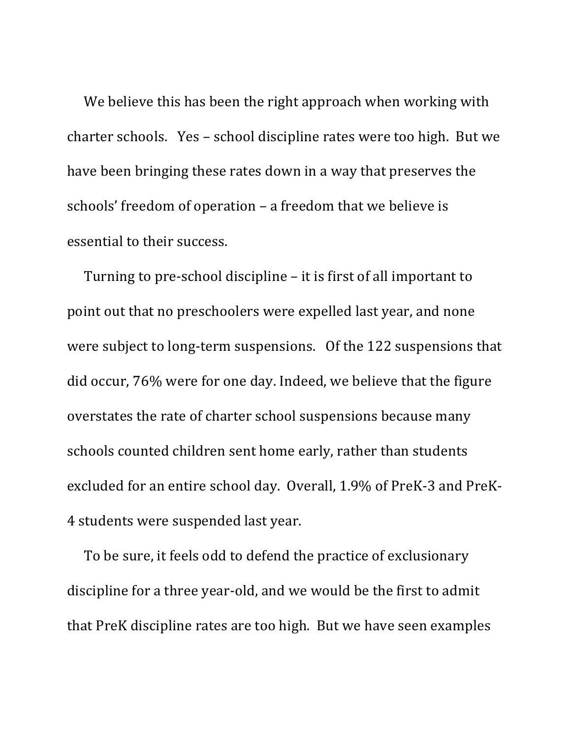We believe this has been the right approach when working with charter schools. Yes – school discipline rates were too high. But we have been bringing these rates down in a way that preserves the schools' freedom of operation – a freedom that we believe is essential to their success.

Turning to pre-school discipline – it is first of all important to point out that no preschoolers were expelled last year, and none were subject to long-term suspensions. Of the 122 suspensions that did occur, 76% were for one day. Indeed, we believe that the figure overstates the rate of charter school suspensions because many schools counted children sent home early, rather than students excluded for an entire school day. Overall, 1.9% of PreK-3 and PreK-4 students were suspended last year.

To be sure, it feels odd to defend the practice of exclusionary discipline for a three year-old, and we would be the first to admit that PreK discipline rates are too high. But we have seen examples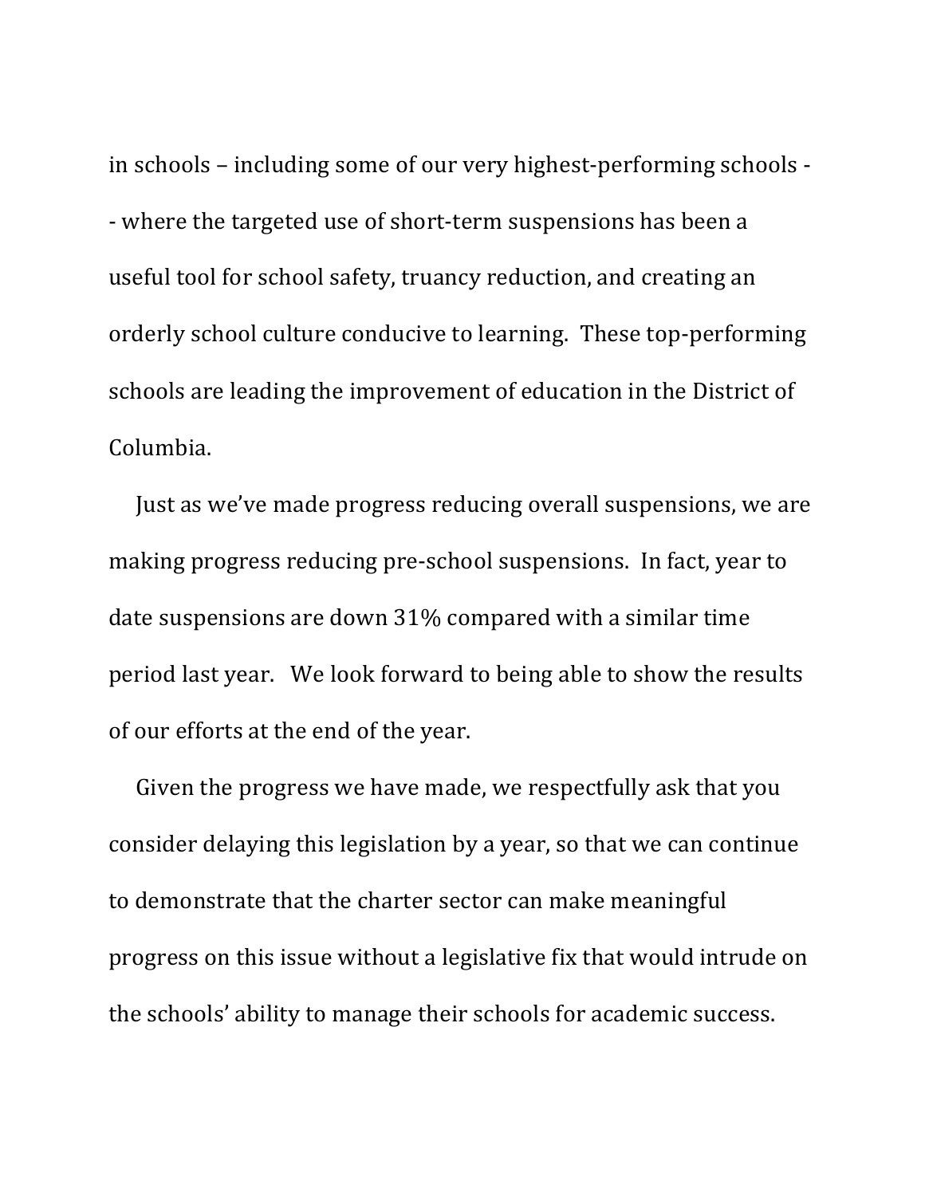in schools – including some of our very highest-performing schools -- where the targeted use of short-term suspensions has been a useful tool for school safety, truancy reduction, and creating an orderly school culture conducive to learning. These top-performing schools are leading the improvement of education in the District of Columbia.

Just as we've made progress reducing overall suspensions, we are making progress reducing pre-school suspensions. In fact, year to date suspensions are down 31% compared with a similar time period last year. We look forward to being able to show the results of our efforts at the end of the year.

Given the progress we have made, we respectfully ask that you consider delaying this legislation by a year, so that we can continue to demonstrate that the charter sector can make meaningful progress on this issue without a legislative fix that would intrude on the schools' ability to manage their schools for academic success.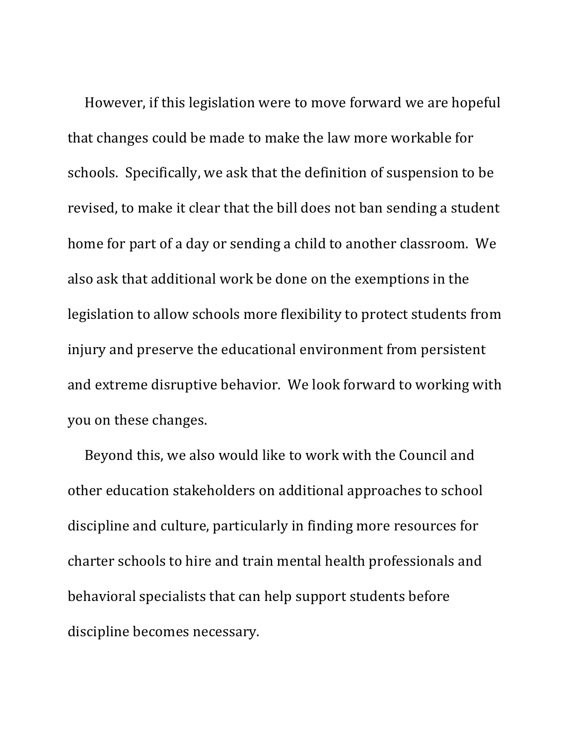However, if this legislation were to move forward we are hopeful that changes could be made to make the law more workable for schools. Specifically, we ask that the definition of suspension to be revised, to make it clear that the bill does not ban sending a student home for part of a day or sending a child to another classroom. We also ask that additional work be done on the exemptions in the legislation to allow schools more flexibility to protect students from injury and preserve the educational environment from persistent and extreme disruptive behavior. We look forward to working with you on these changes.

Beyond this, we also would like to work with the Council and other education stakeholders on additional approaches to school discipline and culture, particularly in finding more resources for charter schools to hire and train mental health professionals and behavioral specialists that can help support students before discipline becomes necessary.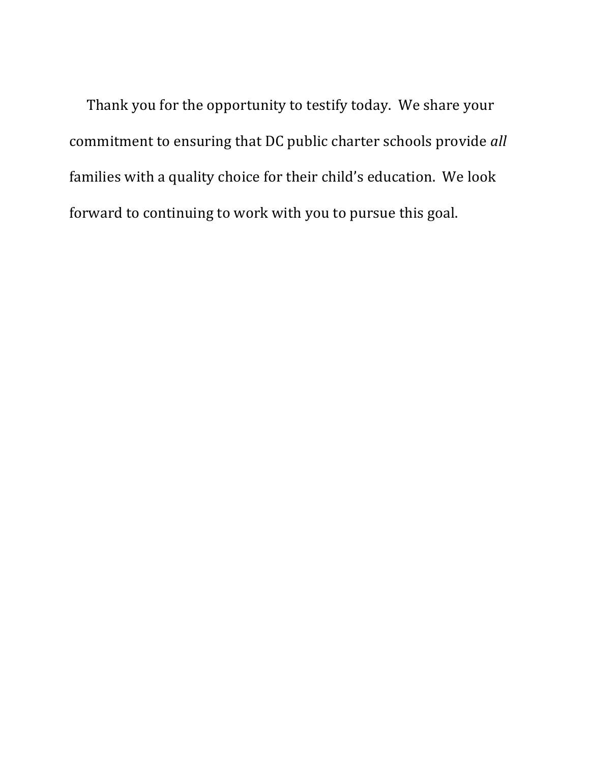Thank you for the opportunity to testify today. We share your commitment to ensuring that DC public charter schools provide *all* families with a quality choice for their child's education. We look forward to continuing to work with you to pursue this goal.